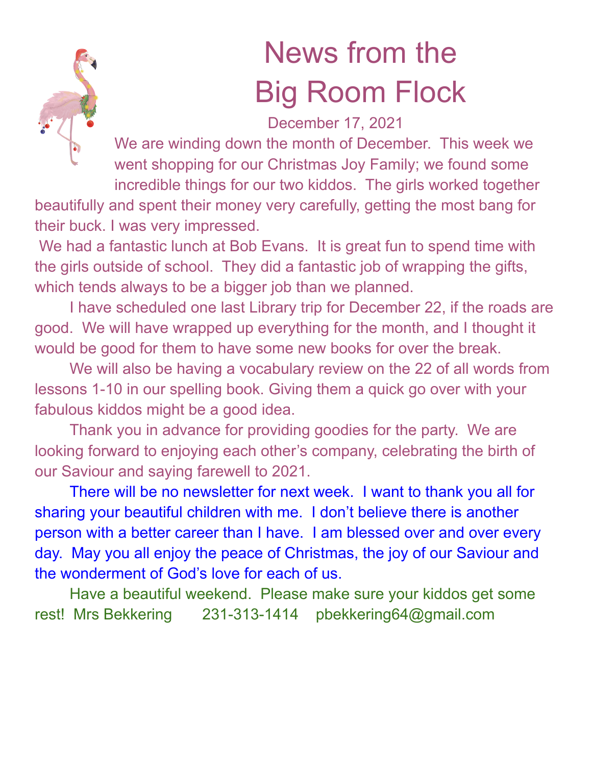# News from the Big Room Flock

December 17, 2021

We are winding down the month of December. This week we went shopping for our Christmas Joy Family; we found some incredible things for our two kiddos. The girls worked together beautifully and spent their money very carefully, getting the most bang for their buck. I was very impressed.

We had a fantastic lunch at Bob Evans. It is great fun to spend time with the girls outside of school. They did a fantastic job of wrapping the gifts, which tends always to be a bigger job than we planned.

I have scheduled one last Library trip for December 22, if the roads are good. We will have wrapped up everything for the month, and I thought it would be good for them to have some new books for over the break.

We will also be having a vocabulary review on the 22 of all words from lessons 1-10 in our spelling book. Giving them a quick go over with your fabulous kiddos might be a good idea.

Thank you in advance for providing goodies for the party. We are looking forward to enjoying each other's company, celebrating the birth of our Saviour and saying farewell to 2021.

There will be no newsletter for next week. I want to thank you all for sharing your beautiful children with me. I don't believe there is another person with a better career than I have. I am blessed over and over every day. May you all enjoy the peace of Christmas, the joy of our Saviour and the wonderment of God's love for each of us.

Have a beautiful weekend. Please make sure your kiddos get some rest! Mrs Bekkering 231-313-1414 pbekkering64@gmail.com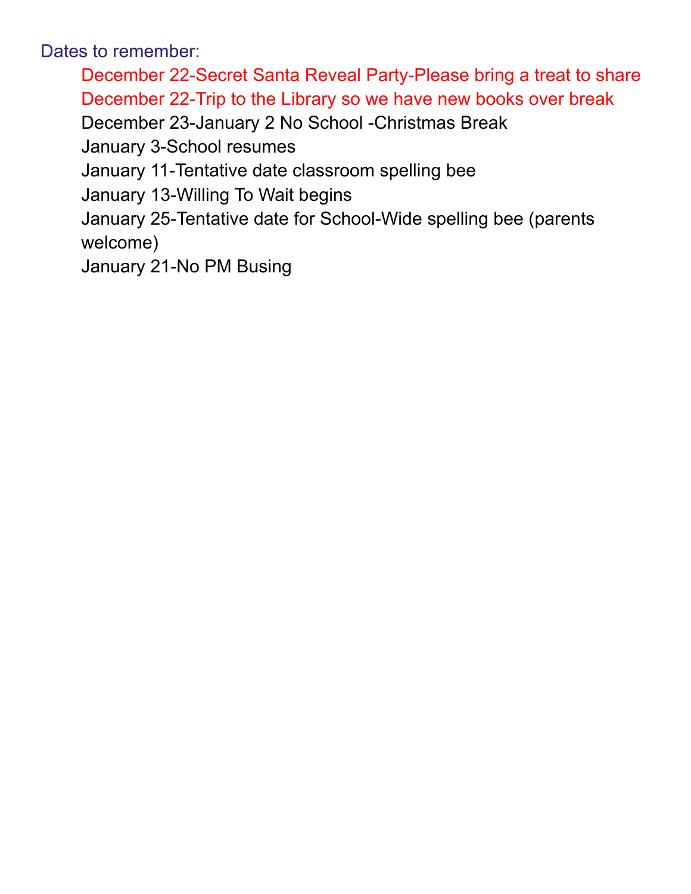Dates to remember:

- December 22-Secret Santa Reveal Party-Please bring a treat to share
- December 22-Trip to the Library so we have new books over break
- December 23-January 2 No School -Christmas Break
- January 3-School resumes
- January 11-Tentative date classroom spelling bee
- January 13-Willing To Wait begins
- January 25-Tentative date for School-Wide spelling bee (parents welcome)
- January 21-No PM Busing